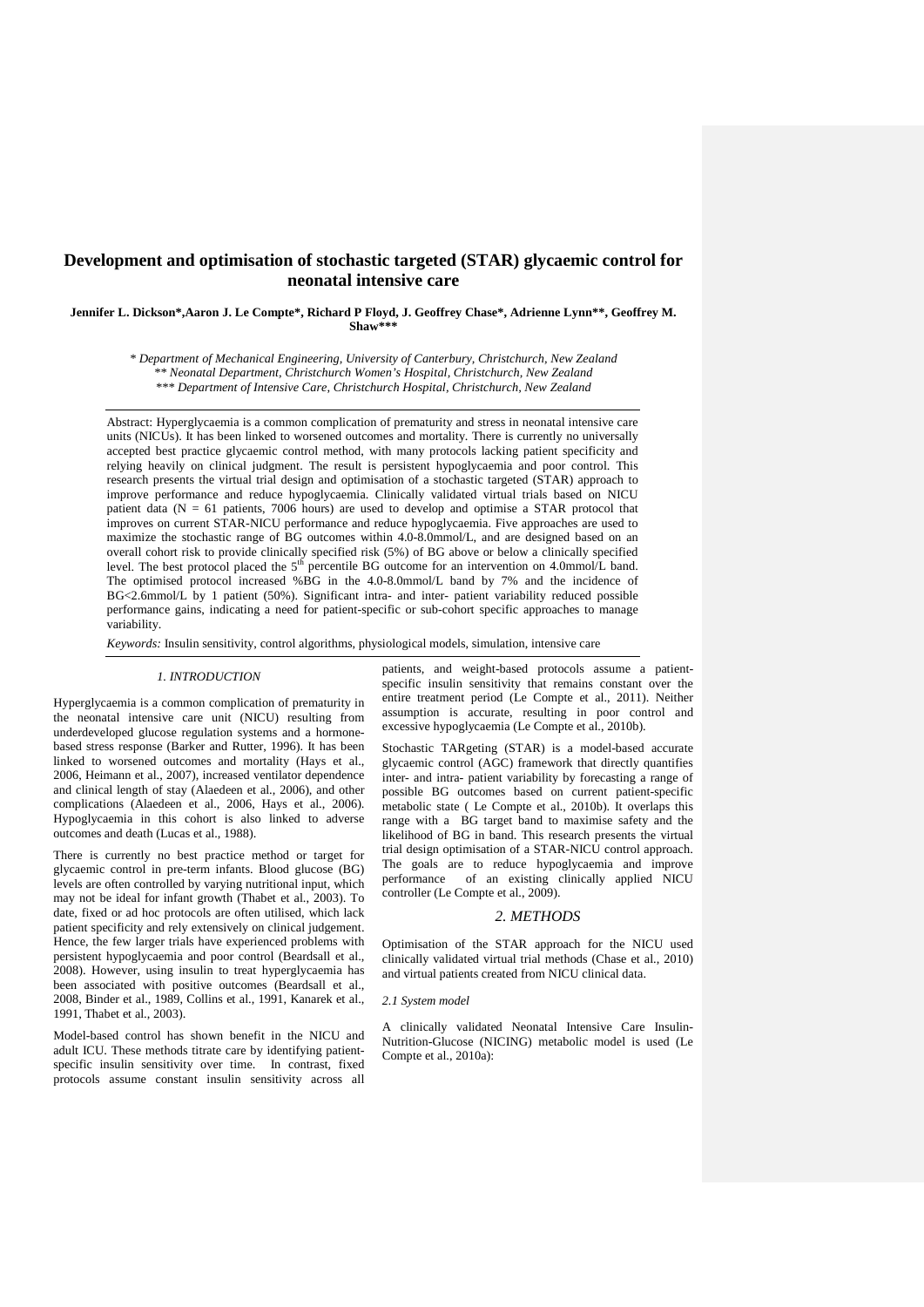# Development and optimisation of stochastic targeted (STAR) glycaemic control for neonatal intensive care

**Jennifer L. Dickson\*, Aaron J. Le Compte\*, Richard P Floyd, J. Geoffrey Chase\*, Adrienne Lynn\*\*, Geoffrey M. Shaw\*\*\***

*\* Department of Mechanical Engineering, University of Canterbury, Christchurch, New Zealand*
*\*\* Neonatal Department, Christchurch Women's Hospital, Christchurch, New Zealand*
*\*\*\* Department of Intensive Care, Christchurch Hospital, Christchurch, New Zealand*

Abstract: Hyperglycaemia is a common complication of prematurity and stress in neonatal intensive care units (NICUs). It has been linked to worsened outcomes and mortality. There is currently no universally accepted best practice glycaemic control method, with many protocols lacking patient specificity and relying heavily on clinical judgment. The result is persistent hypoglycaemia and poor control. This research presents the virtual trial design and optimisation of a stochastic targeted (STAR) approach to improve performance and reduce hypoglycaemia. Clinically validated virtual trials based on NICU patient data (N = 61 patients, 7006 hours) are used to develop and optimise a STAR protocol that improves on current STAR-NICU performance and reduce hypoglycaemia. Five approaches are used to maximize the stochastic range of BG outcomes within 4.0-8.0mmol/L, and are designed based on an overall cohort risk to provide clinically specified risk (5%) of BG above or below a clinically specified level. The best protocol placed the 5th percentile BG outcome for an intervention on 4.0mmol/L band. The optimised protocol increased %BG in the 4.0-8.0mmol/L band by 7% and the incidence of BG<2.6mmol/L by 1 patient (50%). Significant intra- and inter- patient variability reduced possible performance gains, indicating a need for patient-specific or sub-cohort specific approaches to manage variability.

*Keywords:* Insulin sensitivity, control algorithms, physiological models, simulation, intensive care

## 1. INTRODUCTION

Hyperglycaemia is a common complication of prematurity in the neonatal intensive care unit (NICU) resulting from underdeveloped glucose regulation systems and a hormone-based stress response (Barker and Rutter, 1996). It has been linked to worsened outcomes and mortality (Hays et al., 2006, Heimann et al., 2007), increased ventilator dependence and clinical length of stay (Alaedeen et al., 2006), and other complications (Alaedeen et al., 2006, Hays et al., 2006). Hypoglycaemia in this cohort is also linked to adverse outcomes and death (Lucas et al., 1988).

There is currently no best practice method or target for glycaemic control in pre-term infants. Blood glucose (BG) levels are often controlled by varying nutritional input, which may not be ideal for infant growth (Thabet et al., 2003). To date, fixed or ad hoc protocols are often utilised, which lack patient specificity and rely extensively on clinical judgement. Hence, the few larger trials have experienced problems with persistent hypoglycaemia and poor control (Beardsall et al., 2008). However, using insulin to treat hyperglycaemia has been associated with positive outcomes (Beardsall et al., 2008, Binder et al., 1989, Collins et al., 1991, Kanarek et al., 1991, Thabet et al., 2003).

Model-based control has shown benefit in the NICU and adult ICU. These methods titrate care by identifying patient-specific insulin sensitivity over time. In contrast, fixed protocols assume constant insulin sensitivity across all patients, and weight-based protocols assume a patient-specific insulin sensitivity that remains constant over the entire treatment period (Le Compte et al., 2011). Neither assumption is accurate, resulting in poor control and excessive hypoglycaemia (Le Compte et al., 2010b).

Stochastic TARgeting (STAR) is a model-based accurate glycaemic control (AGC) framework that directly quantifies inter- and intra- patient variability by forecasting a range of possible BG outcomes based on current patient-specific metabolic state ( Le Compte et al., 2010b). It overlaps this range with a BG target band to maximise safety and the likelihood of BG in band. This research presents the virtual trial design optimisation of a STAR-NICU control approach. The goals are to reduce hypoglycaemia and improve performance of an existing clinically applied NICU controller (Le Compte et al., 2009).

## 2. METHODS

Optimisation of the STAR approach for the NICU used clinically validated virtual trial methods (Chase et al., 2010) and virtual patients created from NICU clinical data.

### *2.1 System model*

A clinically validated Neonatal Intensive Care Insulin-Nutrition-Glucose (NICING) metabolic model is used (Le Compte et al., 2010a):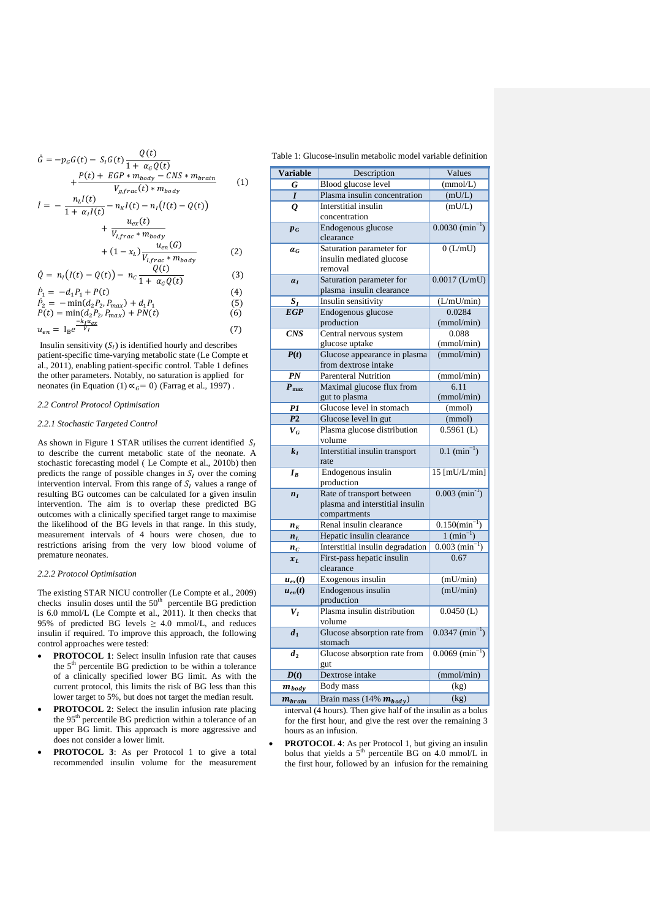$$\dot{G} = -p_G G(t) - S_I G(t)\frac{Q(t)}{1+\alpha_G Q(t)} + \frac{P(t) + EGP * m_{body} - CNS * m_{brain}}{V_{g,frac}(t) * m_{body}} \quad (1)$$

$$\dot{I} = -\frac{n_L I(t)}{1+\alpha_I I(t)} - n_K I(t) - n_I(I(t) - Q(t)) + \frac{u_{ex}(t)}{V_{I,frac} * m_{body}} + (1 - x_L)\frac{u_{en}(G)}{V_{I,frac} * m_{body}} \quad (2)$$

$$\dot{Q} = n_I(I(t) - Q(t)) - n_C \frac{Q(t)}{1+\alpha_G Q(t)} \quad (3)$$

$$\dot{P}_1 = -d_1 P_1 + P(t) \quad (4)$$

$$\dot{P}_2 = -\min(d_2 P_2, P_{max}) + d_1 P_1 \quad (5)$$

$$P(t) = \min(d_2 P_2, P_{max}) + PN(t) \quad (6)$$

$$u_{en} = I_B e^{\frac{-k_I u_{ex}}{V_I}} \quad (7)$$

Insulin sensitivity ($S_I$) is identified hourly and describes patient-specific time-varying metabolic state (Le Compte et al., 2011), enabling patient-specific control. Table 1 defines the other parameters. Notably, no saturation is applied for neonates (in Equation (1) $\alpha_G = 0$) (Farrag et al., 1997) .

Table 1: Glucose-insulin metabolic model variable definition

| Variable | Description | Values |
|---|---|---|
| $G$ | Blood glucose level | (mmol/L) |
| $I$ | Plasma insulin concentration | (mU/L) |
| $Q$ | Interstitial insulin concentration | (mU/L) |
| $p_G$ | Endogenous glucose clearance | 0.0030 (min$^{-1}$) |
| $\alpha_G$ | Saturation parameter for insulin mediated glucose removal | 0 (L/mU) |
| $\alpha_I$ | Saturation parameter for plasma insulin clearance | 0.0017 (L/mU) |
| $S_I$ | Insulin sensitivity | (L/mU/min) |
| $EGP$ | Endogenous glucose production | 0.0284 (mmol/min) |
| $CNS$ | Central nervous system glucose uptake | 0.088 (mmol/min) |
| $P(t)$ | Glucose appearance in plasma from dextrose intake | (mmol/min) |
| $PN$ | Parenteral Nutrition | (mmol/min) |
| $P_{max}$ | Maximal glucose flux from gut to plasma | 6.11 (mmol/min) |
| $P1$ | Glucose level in stomach | (mmol) |
| $P2$ | Glucose level in gut | (mmol) |
| $V_G$ | Plasma glucose distribution volume | 0.5961 (L) |
| $k_I$ | Interstitial insulin transport rate | 0.1 (min$^{-1}$) |
| $I_B$ | Endogenous insulin production | 15 [mU/L/min] |
| $n_I$ | Rate of transport between plasma and interstitial insulin compartments | 0.003 (min$^{-1}$) |
| $n_K$ | Renal insulin clearance | 0.150(min$^{-1}$) |
| $n_L$ | Hepatic insulin clearance | 1 (min$^{-1}$) |
| $n_C$ | Interstitial insulin degradation | 0.003 (min$^{-1}$) |
| $x_L$ | First-pass hepatic insulin clearance | 0.67 |
| $u_{ex}(t)$ | Exogenous insulin | (mU/min) |
| $u_{en}(t)$ | Endogenous insulin production | (mU/min) |
| $V_I$ | Plasma insulin distribution volume | 0.0450 (L) |
| $d_1$ | Glucose absorption rate from stomach | 0.0347 (min$^{-1}$) |
| $d_2$ | Glucose absorption rate from gut | 0.0069 (min$^{-1}$) |
| $D(t)$ | Dextrose intake | (mmol/min) |
| $m_{body}$ | Body mass | (kg) |
| $m_{brain}$ | Brain mass (14% $m_{body}$) | (kg) |

*2.2 Control Protocol Optimisation*

*2.2.1 Stochastic Targeted Control*

As shown in Figure 1 STAR utilises the current identified $S_I$ to describe the current metabolic state of the neonate. A stochastic forecasting model ( Le Compte et al., 2010b) then predicts the range of possible changes in $S_I$ over the coming intervention interval. From this range of $S_I$ values a range of resulting BG outcomes can be calculated for a given insulin intervention. The aim is to overlap these predicted BG outcomes with a clinically specified target range to maximise the likelihood of the BG levels in that range. In this study, measurement intervals of 4 hours were chosen, due to restrictions arising from the very low blood volume of premature neonates.

*2.2.2 Protocol Optimisation*

The existing STAR NICU controller (Le Compte et al., 2009) checks insulin doses until the 50th percentile BG prediction is 6.0 mmol/L (Le Compte et al., 2011). It then checks that 95% of predicted BG levels ≥ 4.0 mmol/L, and reduces insulin if required. To improve this approach, the following control approaches were tested:

- **PROTOCOL 1**: Select insulin infusion rate that causes the 5th percentile BG prediction to be within a tolerance of a clinically specified lower BG limit. As with the current protocol, this limits the risk of BG less than this lower target to 5%, but does not target the median result.
- **PROTOCOL 2**: Select the insulin infusion rate placing the 95th percentile BG prediction within a tolerance of an upper BG limit. This approach is more aggressive and does not consider a lower limit.
- **PROTOCOL 3**: As per Protocol 1 to give a total recommended insulin volume for the measurement interval (4 hours). Then give half of the insulin as a bolus for the first hour, and give the rest over the remaining 3 hours as an infusion.
- **PROTOCOL 4**: As per Protocol 1, but giving an insulin bolus that yields a 5th percentile BG on 4.0 mmol/L in the first hour, followed by an infusion for the remaining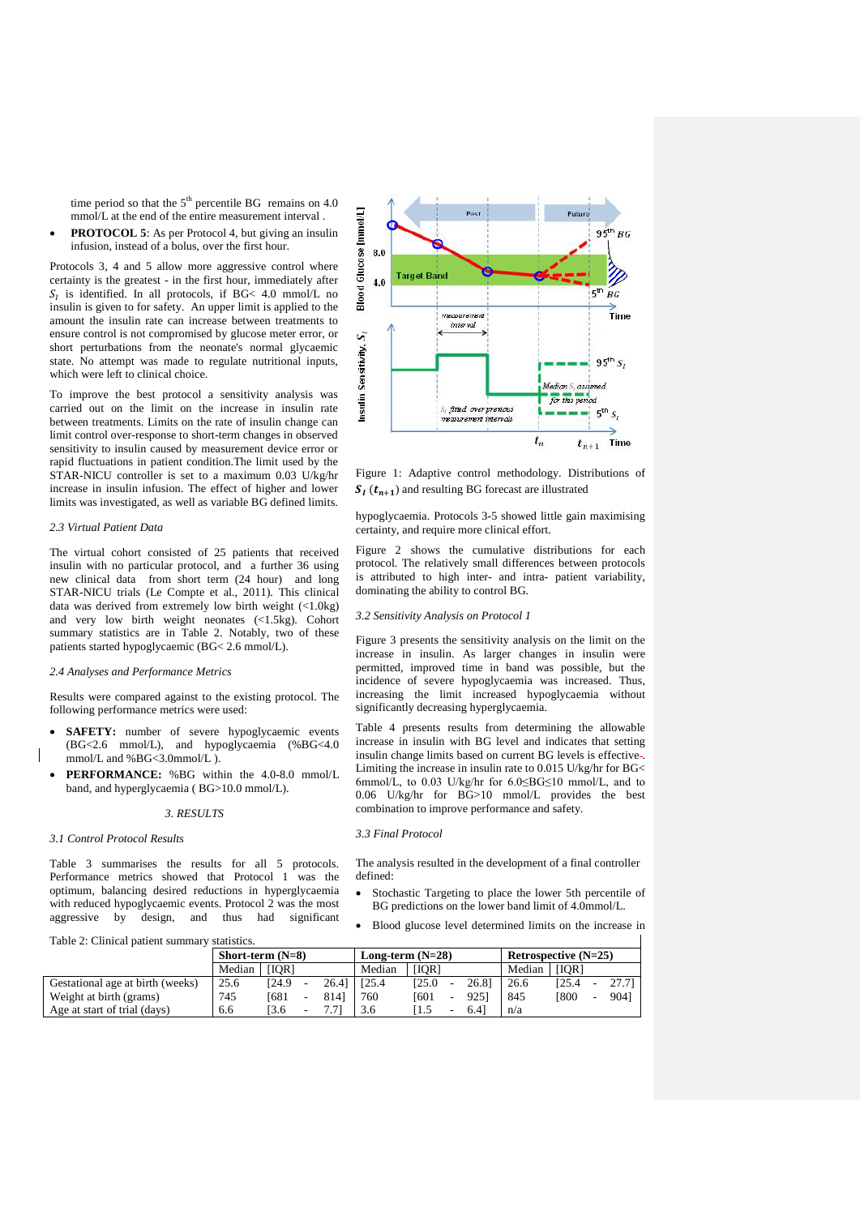time period so that the 5th percentile BG remains on 4.0 mmol/L at the end of the entire measurement interval .

- **PROTOCOL 5**: As per Protocol 4, but giving an insulin infusion, instead of a bolus, over the first hour.

Protocols 3, 4 and 5 allow more aggressive control where certainty is the greatest - in the first hour, immediately after $S_I$ is identified. In all protocols, if BG< 4.0 mmol/L no insulin is given to for safety. An upper limit is applied to the amount the insulin rate can increase between treatments to ensure control is not compromised by glucose meter error, or short perturbations from the neonate's normal glycaemic state. No attempt was made to regulate nutritional inputs, which were left to clinical choice.

To improve the best protocol a sensitivity analysis was carried out on the limit on the increase in insulin rate between treatments. Limits on the rate of insulin change can limit control over-response to short-term changes in observed sensitivity to insulin caused by measurement device error or rapid fluctuations in patient condition.The limit used by the STAR-NICU controller is set to a maximum 0.03 U/kg/hr increase in insulin infusion. The effect of higher and lower limits was investigated, as well as variable BG defined limits.

### 2.3 Virtual Patient Data

The virtual cohort consisted of 25 patients that received insulin with no particular protocol, and a further 36 using new clinical data from short term (24 hour) and long STAR-NICU trials (Le Compte et al., 2011). This clinical data was derived from extremely low birth weight (<1.0kg) and very low birth weight neonates (<1.5kg). Cohort summary statistics are in Table 2. Notably, two of these patients started hypoglycaemic (BG< 2.6 mmol/L).

### 2.4 Analyses and Performance Metrics

Results were compared against to the existing protocol. The following performance metrics were used:

- **SAFETY:** number of severe hypoglycaemic events (BG<2.6 mmol/L), and hypoglycaemia (%BG<4.0 mmol/L and %BG<3.0mmol/L ).
- **PERFORMANCE:** %BG within the 4.0-8.0 mmol/L band, and hyperglycaemia ( BG>10.0 mmol/L).

## 3. RESULTS

### 3.1 Control Protocol Results

Table 3 summarises the results for all 5 protocols. Performance metrics showed that Protocol 1 was the optimum, balancing desired reductions in hyperglycaemia with reduced hypoglycaemic events. Protocol 2 was the most aggressive by design, and thus had significant hypoglycaemia. Protocols 3-5 showed little gain maximising certainty, and require more clinical effort.

Figure 1: Adaptive control methodology. Distributions of $S_I(t_{n+1})$ and resulting BG forecast are illustrated

Figure 2 shows the cumulative distributions for each protocol. The relatively small differences between protocols is attributed to high inter- and intra- patient variability, dominating the ability to control BG.

### 3.2 Sensitivity Analysis on Protocol 1

Figure 3 presents the sensitivity analysis on the limit on the increase in insulin. As larger changes in insulin were permitted, improved time in band was possible, but the incidence of severe hypoglycaemia was increased. Thus, increasing the limit increased hypoglycaemia without significantly decreasing hyperglycaemia.

Table 4 presents results from determining the allowable increase in insulin with BG level and indicates that setting insulin change limits based on current BG levels is effective. Limiting the increase in insulin rate to 0.015 U/kg/hr for BG< 6mmol/L, to 0.03 U/kg/hr for 6.0≤BG≤10 mmol/L, and to 0.06 U/kg/hr for BG>10 mmol/L provides the best combination to improve performance and safety.

### 3.3 Final Protocol

The analysis resulted in the development of a final controller defined:

- Stochastic Targeting to place the lower 5th percentile of BG predictions on the lower band limit of 4.0mmol/L.
- Blood glucose level determined limits on the increase in

Table 2: Clinical patient summary statistics.

| | Short-term (N=8) | | Long-term (N=28) | | Retrospective (N=25) | |
|---|---|---|---|---|---|---|
| | Median | [IQR] | Median | [IQR] | Median | [IQR] |
| Gestational age at birth (weeks) | 25.6 | [24.9 - 26.4] | [25.4 | [25.0 - 26.8] | 26.6 | [25.4 - 27.7] |
| Weight at birth (grams) | 745 | [681 - 814] | 760 | [601 - 925] | 845 | [800 - 904] |
| Age at start of trial (days) | 6.6 | [3.6 - 7.7] | 3.6 | [1.5 - 6.4] | n/a | |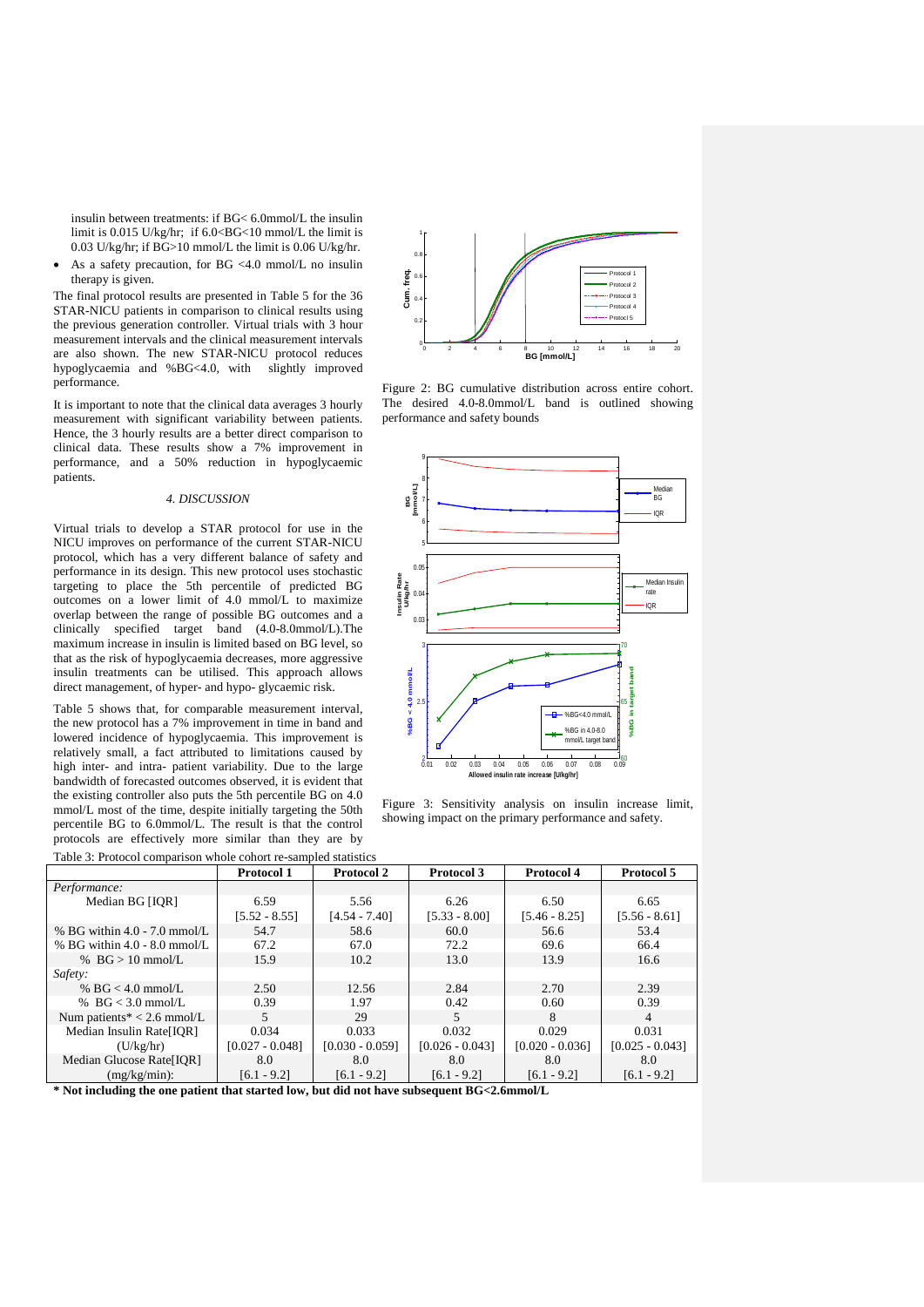insulin between treatments: if BG< 6.0mmol/L the insulin limit is 0.015 U/kg/hr; if 6.0<BG<10 mmol/L the limit is 0.03 U/kg/hr; if BG>10 mmol/L the limit is 0.06 U/kg/hr.

- As a safety precaution, for BG <4.0 mmol/L no insulin therapy is given.

The final protocol results are presented in Table 5 for the 36 STAR-NICU patients in comparison to clinical results using the previous generation controller. Virtual trials with 3 hour measurement intervals and the clinical measurement intervals are also shown. The new STAR-NICU protocol reduces hypoglycaemia and %BG<4.0, with slightly improved performance.

It is important to note that the clinical data averages 3 hourly measurement with significant variability between patients. Hence, the 3 hourly results are a better direct comparison to clinical data. These results show a 7% improvement in performance, and a 50% reduction in hypoglycaemic patients.

### 4. DISCUSSION

Virtual trials to develop a STAR protocol for use in the NICU improves on performance of the current STAR-NICU protocol, which has a very different balance of safety and performance in its design. This new protocol uses stochastic targeting to place the 5th percentile of predicted BG outcomes on a lower limit of 4.0 mmol/L to maximize overlap between the range of possible BG outcomes and a clinically specified target band (4.0-8.0mmol/L).The maximum increase in insulin is limited based on BG level, so that as the risk of hypoglycaemia decreases, more aggressive insulin treatments can be utilised. This approach allows direct management, of hyper- and hypo- glycaemic risk.

Table 5 shows that, for comparable measurement interval, the new protocol has a 7% improvement in time in band and lowered incidence of hypoglycaemia. This improvement is relatively small, a fact attributed to limitations caused by high inter- and intra- patient variability. Due to the large bandwidth of forecasted outcomes observed, it is evident that the existing controller also puts the 5th percentile BG on 4.0 mmol/L most of the time, despite initially targeting the 50th percentile BG to 6.0mmol/L. The result is that the control protocols are effectively more similar than they are by

Figure 2: BG cumulative distribution across entire cohort. The desired 4.0-8.0mmol/L band is outlined showing performance and safety bounds

Figure 3: Sensitivity analysis on insulin increase limit, showing impact on the primary performance and safety.

Table 3: Protocol comparison whole cohort re-sampled statistics

| | Protocol 1 | Protocol 2 | Protocol 3 | Protocol 4 | Protocol 5 |
|---|---|---|---|---|---|
| *Performance:* | | | | | |
| Median BG [IQR] | 6.59 | 5.56 | 6.26 | 6.50 | 6.65 |
| | [5.52 - 8.55] | [4.54 - 7.40] | [5.33 - 8.00] | [5.46 - 8.25] | [5.56 - 8.61] |
| % BG within 4.0 - 7.0 mmol/L | 54.7 | 58.6 | 60.0 | 56.6 | 53.4 |
| % BG within 4.0 - 8.0 mmol/L | 67.2 | 67.0 | 72.2 | 69.6 | 66.4 |
| % BG > 10 mmol/L | 15.9 | 10.2 | 13.0 | 13.9 | 16.6 |
| *Safety:* | | | | | |
| % BG < 4.0 mmol/L | 2.50 | 12.56 | 2.84 | 2.70 | 2.39 |
| % BG < 3.0 mmol/L | 0.39 | 1.97 | 0.42 | 0.60 | 0.39 |
| Num patients* < 2.6 mmol/L | 5 | 29 | 5 | 8 | 4 |
| Median Insulin Rate[IQR] | 0.034 | 0.033 | 0.032 | 0.029 | 0.031 |
| (U/kg/hr) | [0.027 - 0.048] | [0.030 - 0.059] | [0.026 - 0.043] | [0.020 - 0.036] | [0.025 - 0.043] |
| Median Glucose Rate[IQR] | 8.0 | 8.0 | 8.0 | 8.0 | 8.0 |
| (mg/kg/min): | [6.1 - 9.2] | [6.1 - 9.2] | [6.1 - 9.2] | [6.1 - 9.2] | [6.1 - 9.2] |

**\* Not including the one patient that started low, but did not have subsequent BG<2.6mmol/L**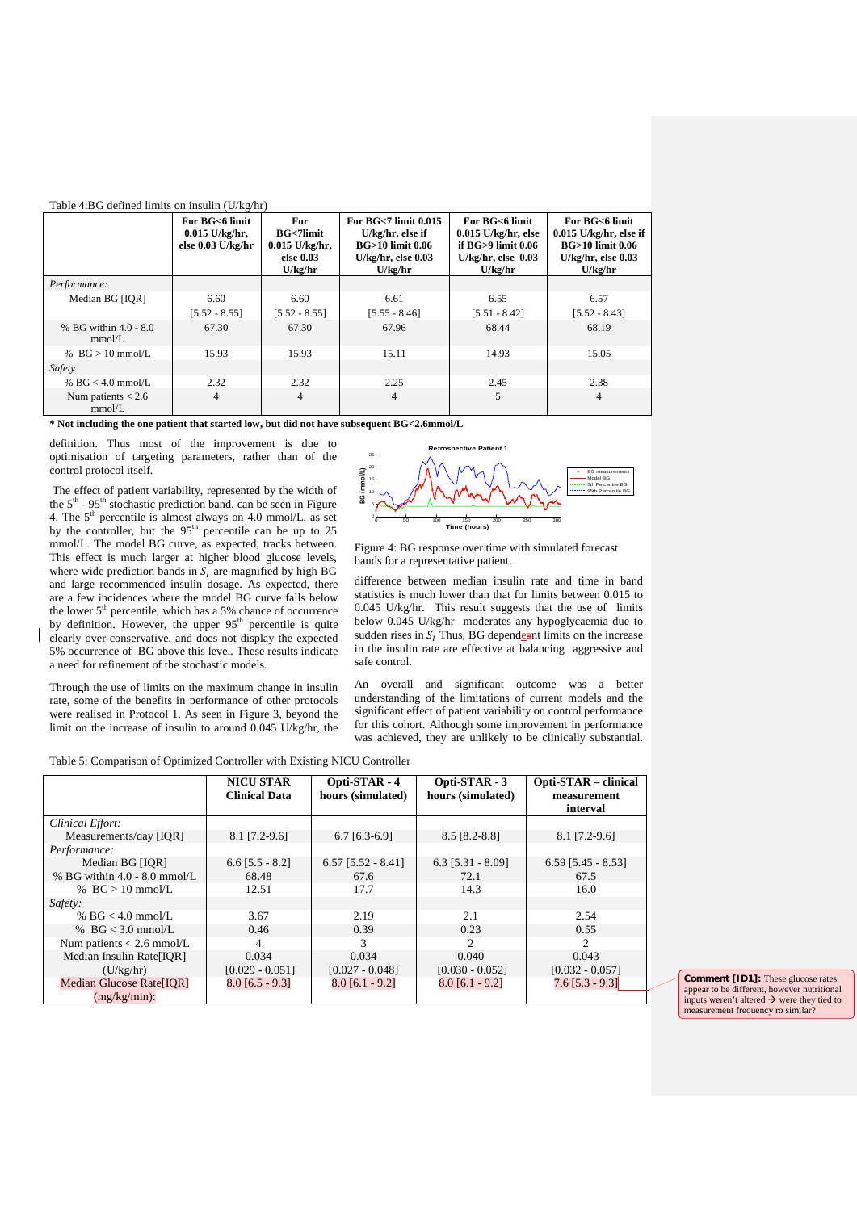Table 4:BG defined limits on insulin (U/kg/hr)

| | For BG<6 limit 0.015 U/kg/hr, else 0.03 U/kg/hr | For BG<7limit 0.015 U/kg/hr, else 0.03 U/kg/hr | For BG<7 limit 0.015 U/kg/hr, else if BG>10 limit 0.06 U/kg/hr, else 0.03 U/kg/hr | For BG<6 limit 0.015 U/kg/hr, else if BG>9 limit 0.06 U/kg/hr, else 0.03 U/kg/hr | For BG<6 limit 0.015 U/kg/hr, else if BG>10 limit 0.06 U/kg/hr, else 0.03 U/kg/hr |
|---|---|---|---|---|---|
| *Performance:* | | | | | |
| Median BG [IQR] | 6.60 [5.52 - 8.55] | 6.60 [5.52 - 8.55] | 6.61 [5.55 - 8.46] | 6.55 [5.51 - 8.42] | 6.57 [5.52 - 8.43] |
| % BG within 4.0 - 8.0 mmol/L | 67.30 | 67.30 | 67.96 | 68.44 | 68.19 |
| % BG > 10 mmol/L | 15.93 | 15.93 | 15.11 | 14.93 | 15.05 |
| *Safety* | | | | | |
| % BG < 4.0 mmol/L | 2.32 | 2.32 | 2.25 | 2.45 | 2.38 |
| Num patients < 2.6 mmol/L | 4 | 4 | 4 | 5 | 4 |

**\* Not including the one patient that started low, but did not have subsequent BG<2.6mmol/L**

definition. Thus most of the improvement is due to optimisation of targeting parameters, rather than of the control protocol itself.

The effect of patient variability, represented by the width of the 5th - 95th stochastic prediction band, can be seen in Figure 4. The 5th percentile is almost always on 4.0 mmol/L, as set by the controller, but the 95th percentile can be up to 25 mmol/L. The model BG curve, as expected, tracks between. This effect is much larger at higher blood glucose levels, where wide prediction bands in $S_I$ are magnified by high BG and large recommended insulin dosage. As expected, there are a few incidences where the model BG curve falls below the lower 5th percentile, which has a 5% chance of occurrence by definition. However, the upper 95th percentile is quite clearly over-conservative, and does not display the expected 5% occurrence of BG above this level. These results indicate a need for refinement of the stochastic models.

Through the use of limits on the maximum change in insulin rate, some of the benefits in performance of other protocols were realised in Protocol 1. As seen in Figure 3, beyond the limit on the increase of insulin to around 0.045 U/kg/hr, the difference between median insulin rate and time in band statistics is much lower than that for limits between 0.015 to 0.045 U/kg/hr. This result suggests that the use of limits below 0.045 U/kg/hr moderates any hypoglycaemia due to sudden rises in $S_I$ Thus, BG dependeant limits on the increase in the insulin rate are effective at balancing aggressive and safe control.

Figure 4: BG response over time with simulated forecast bands for a representative patient.

An overall and significant outcome was a better understanding of the limitations of current models and the significant effect of patient variability on control performance for this cohort. Although some improvement in performance was achieved, they are unlikely to be clinically substantial.

Table 5: Comparison of Optimized Controller with Existing NICU Controller

| | NICU STAR Clinical Data | Opti-STAR - 4 hours (simulated) | Opti-STAR - 3 hours (simulated) | Opti-STAR – clinical measurement interval |
|---|---|---|---|---|
| *Clinical Effort:* | | | | |
| Measurements/day [IQR] | 8.1 [7.2-9.6] | 6.7 [6.3-6.9] | 8.5 [8.2-8.8] | 8.1 [7.2-9.6] |
| *Performance:* | | | | |
| Median BG [IQR] | 6.6 [5.5 - 8.2] | 6.57 [5.52 - 8.41] | 6.3 [5.31 - 8.09] | 6.59 [5.45 - 8.53] |
| % BG within 4.0 - 8.0 mmol/L | 68.48 | 67.6 | 72.1 | 67.5 |
| % BG > 10 mmol/L | 12.51 | 17.7 | 14.3 | 16.0 |
| *Safety:* | | | | |
| % BG < 4.0 mmol/L | 3.67 | 2.19 | 2.1 | 2.54 |
| % BG < 3.0 mmol/L | 0.46 | 0.39 | 0.23 | 0.55 |
| Num patients < 2.6 mmol/L | 4 | 3 | 2 | 2 |
| Median Insulin Rate[IQR] (U/kg/hr) | 0.034 [0.029 - 0.051] | 0.034 [0.027 - 0.048] | 0.040 [0.030 - 0.052] | 0.043 [0.032 - 0.057] |
| Median Glucose Rate[IQR] (mg/kg/min): | 8.0 [6.5 - 9.3] | 8.0 [6.1 - 9.2] | 8.0 [6.1 - 9.2] | 7.6 [5.3 - 9.3] |

**Comment [ID1]:** These glucose rates appear to be different, however nutritional inputs weren't altered → were they tied to measurement frequency ro similar?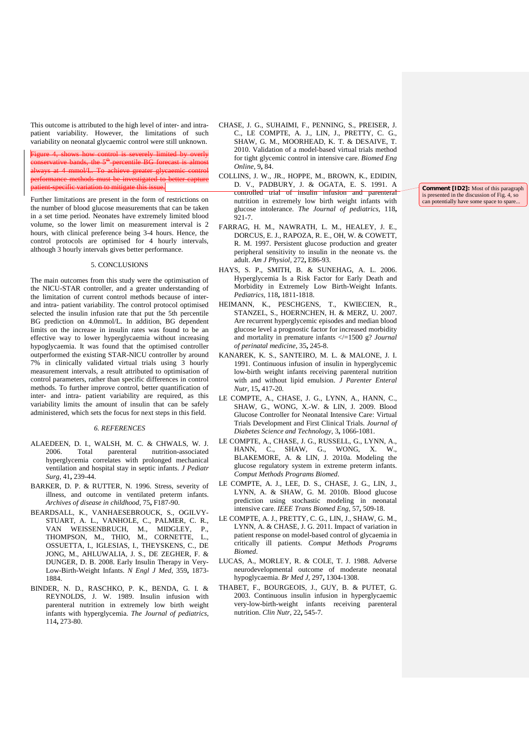This outcome is attributed to the high level of inter- and intra-patient variability. However, the limitations of such variability on neonatal glycaemic control were still unknown.

~~Figure 4, shows how control is severely limited by overly conservative bands, the 5th percentile BG forecast is almost always at 4 mmol/L. To achieve greater glycaemic control performance methods must be investigated to better capture patient-specific variation to mitigate this issue.~~

**Comment [ID2]:** Most of this paragraph is presented in the discussion of Fig. 4, so can potentially have some space to spare...

Further limitations are present in the form of restrictions on the number of blood glucose measurements that can be taken in a set time period. Neonates have extremely limited blood volume, so the lower limit on measurement interval is 2 hours, with clinical preference being 3-4 hours. Hence, the control protocols are optimised for 4 hourly intervals, although 3 hourly intervals gives better performance.

## 5. CONCLUSIONS

The main outcomes from this study were the optimisation of the NICU-STAR controller, and a greater understanding of the limitation of current control methods because of inter- and intra- patient variability. The control protocol optimised selected the insulin infusion rate that put the 5th percentile BG prediction on 4.0mmol/L. In addition, BG dependent limits on the increase in insulin rates was found to be an effective way to lower hyperglycaemia without increasing hypoglycaemia. It was found that the optimised controller outperformed the existing STAR-NICU controller by around 7% in clinically validated virtual trials using 3 hourly measurement intervals, a result attributed to optimisation of control parameters, rather than specific differences in control methods. To further improve control, better quantification of inter- and intra- patient variability are required, as this variability limits the amount of insulin that can be safely administered, which sets the focus for next steps in this field.

## *6. REFERENCES*

ALAEDEEN, D. I., WALSH, M. C. & CHWALS, W. J. 2006. Total parenteral nutrition-associated hyperglycemia correlates with prolonged mechanical ventilation and hospital stay in septic infants. *J Pediatr Surg,* 41**,** 239-44.

BARKER, D. P. & RUTTER, N. 1996. Stress, severity of illness, and outcome in ventilated preterm infants. *Archives of disease in childhood,* 75**,** F187-90.

BEARDSALL, K., VANHAESEBROUCK, S., OGILVY-STUART, A. L., VANHOLE, C., PALMER, C. R., VAN WEISSENBRUCH, M., MIDGLEY, P., THOMPSON, M., THIO, M., CORNETTE, L., OSSUETTA, I., IGLESIAS, I., THEYSKENS, C., DE JONG, M., AHLUWALIA, J. S., DE ZEGHER, F. & DUNGER, D. B. 2008. Early Insulin Therapy in Very-Low-Birth-Weight Infants. *N Engl J Med,* 359**,** 1873-1884.

BINDER, N. D., RASCHKO, P. K., BENDA, G. I. & REYNOLDS, J. W. 1989. Insulin infusion with parenteral nutrition in extremely low birth weight infants with hyperglycemia. *The Journal of pediatrics,* 114**,** 273-80.

CHASE, J. G., SUHAIMI, F., PENNING, S., PREISER, J. C., LE COMPTE, A. J., LIN, J., PRETTY, C. G., SHAW, G. M., MOORHEAD, K. T. & DESAIVE, T. 2010. Validation of a model-based virtual trials method for tight glycemic control in intensive care. *Biomed Eng Online,* 9**,** 84.

COLLINS, J. W., JR., HOPPE, M., BROWN, K., EDIDIN, D. V., PADBURY, J. & OGATA, E. S. 1991. A controlled trial of insulin infusion and parenteral nutrition in extremely low birth weight infants with glucose intolerance. *The Journal of pediatrics,* 118**,** 921-7.

FARRAG, H. M., NAWRATH, L. M., HEALEY, J. E., DORCUS, E. J., RAPOZA, R. E., OH, W. & COWETT, R. M. 1997. Persistent glucose production and greater peripheral sensitivity to insulin in the neonate vs. the adult. *Am J Physiol,* 272**,** E86-93.

HAYS, S. P., SMITH, B. & SUNEHAG, A. L. 2006. Hyperglycemia Is a Risk Factor for Early Death and Morbidity in Extremely Low Birth-Weight Infants. *Pediatrics,* 118**,** 1811-1818.

HEIMANN, K., PESCHGENS, T., KWIECIEN, R., STANZEL, S., HOERNCHEN, H. & MERZ, U. 2007. Are recurrent hyperglycemic episodes and median blood glucose level a prognostic factor for increased morbidity and mortality in premature infants </=1500 g? *Journal of perinatal medicine,* 35**,** 245-8.

KANAREK, K. S., SANTEIRO, M. L. & MALONE, J. I. 1991. Continuous infusion of insulin in hyperglycemic low-birth weight infants receiving parenteral nutrition with and without lipid emulsion. *J Parenter Enteral Nutr,* 15**,** 417-20.

LE COMPTE, A., CHASE, J. G., LYNN, A., HANN, C., SHAW, G., WONG, X.-W. & LIN, J. 2009. Blood Glucose Controller for Neonatal Intensive Care: Virtual Trials Development and First Clinical Trials. *Journal of Diabetes Science and Technology,* 3**,** 1066-1081.

LE COMPTE, A., CHASE, J. G., RUSSELL, G., LYNN, A., HANN, C., SHAW, G., WONG, X. W., BLAKEMORE, A. & LIN, J. 2010a. Modeling the glucose regulatory system in extreme preterm infants. *Comput Methods Programs Biomed*.

LE COMPTE, A. J., LEE, D. S., CHASE, J. G., LIN, J., LYNN, A. & SHAW, G. M. 2010b. Blood glucose prediction using stochastic modeling in neonatal intensive care. *IEEE Trans Biomed Eng,* 57**,** 509-18.

LE COMPTE, A. J., PRETTY, C. G., LIN, J., SHAW, G. M., LYNN, A. & CHASE, J. G. 2011. Impact of variation in patient response on model-based control of glycaemia in critically ill patients. *Comput Methods Programs Biomed*.

LUCAS, A., MORLEY, R. & COLE, T. J. 1988. Adverse neurodevelopmental outcome of moderate neonatal hypoglycaemia. *Br Med J,* 297**,** 1304-1308.

THABET, F., BOURGEOIS, J., GUY, B. & PUTET, G. 2003. Continuous insulin infusion in hyperglycaemic very-low-birth-weight infants receiving parenteral nutrition. *Clin Nutr,* 22**,** 545-7.